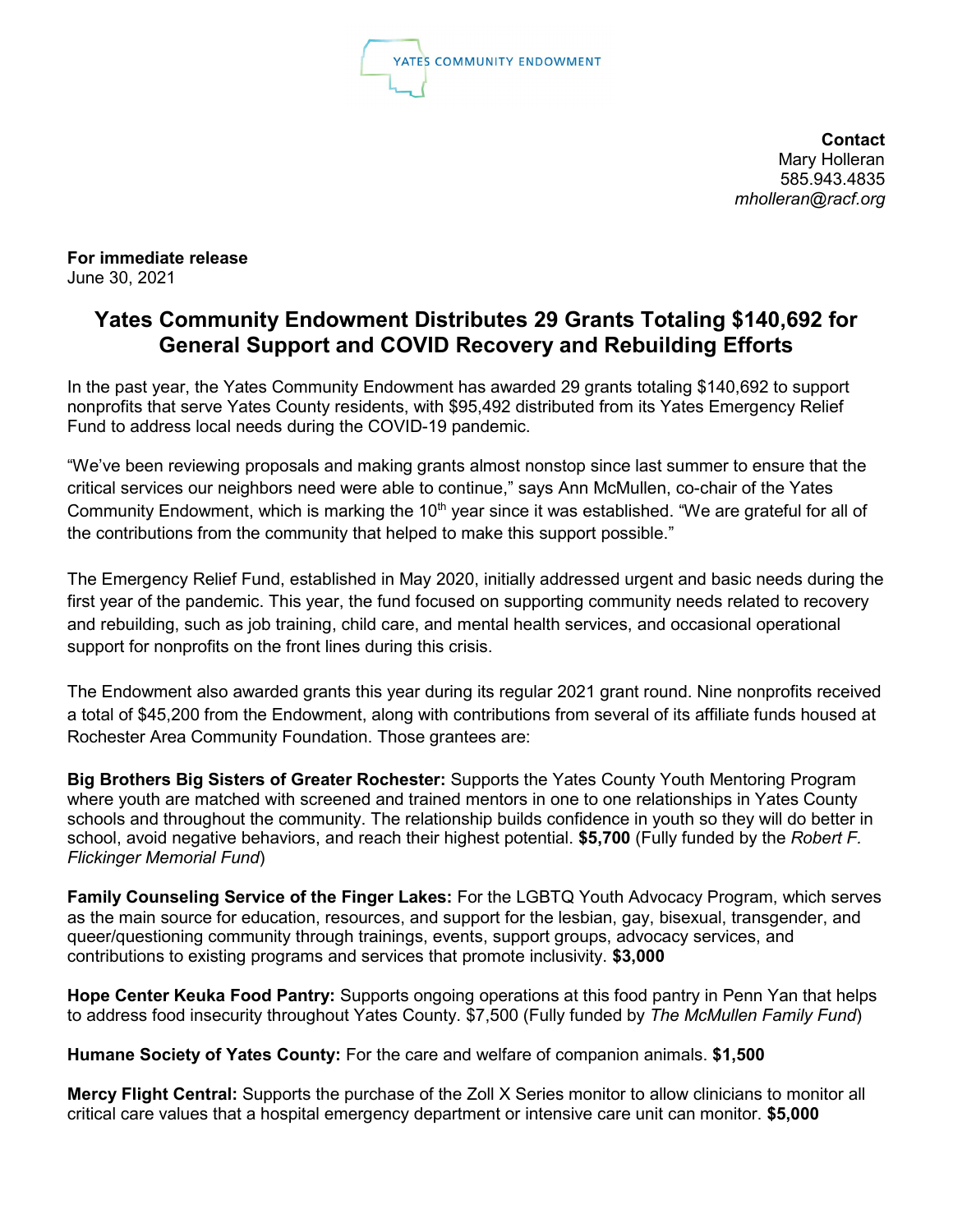YATES COMMUNITY ENDOWMENT

**Contact**
Mary Holleran
585.943.4835
*mholleran@racf.org*

**For immediate release**
June 30, 2021

# Yates Community Endowment Distributes 29 Grants Totaling $140,692 for General Support and COVID Recovery and Rebuilding Efforts

In the past year, the Yates Community Endowment has awarded 29 grants totaling $140,692 to support nonprofits that serve Yates County residents, with $95,492 distributed from its Yates Emergency Relief Fund to address local needs during the COVID-19 pandemic.

"We've been reviewing proposals and making grants almost nonstop since last summer to ensure that the critical services our neighbors need were able to continue," says Ann McMullen, co-chair of the Yates Community Endowment, which is marking the 10th year since it was established. "We are grateful for all of the contributions from the community that helped to make this support possible."

The Emergency Relief Fund, established in May 2020, initially addressed urgent and basic needs during the first year of the pandemic. This year, the fund focused on supporting community needs related to recovery and rebuilding, such as job training, child care, and mental health services, and occasional operational support for nonprofits on the front lines during this crisis.

The Endowment also awarded grants this year during its regular 2021 grant round. Nine nonprofits received a total of $45,200 from the Endowment, along with contributions from several of its affiliate funds housed at Rochester Area Community Foundation. Those grantees are:

**Big Brothers Big Sisters of Greater Rochester:** Supports the Yates County Youth Mentoring Program where youth are matched with screened and trained mentors in one to one relationships in Yates County schools and throughout the community. The relationship builds confidence in youth so they will do better in school, avoid negative behaviors, and reach their highest potential. **$5,700** (Fully funded by the *Robert F. Flickinger Memorial Fund*)

**Family Counseling Service of the Finger Lakes:** For the LGBTQ Youth Advocacy Program, which serves as the main source for education, resources, and support for the lesbian, gay, bisexual, transgender, and queer/questioning community through trainings, events, support groups, advocacy services, and contributions to existing programs and services that promote inclusivity. **$3,000**

**Hope Center Keuka Food Pantry:** Supports ongoing operations at this food pantry in Penn Yan that helps to address food insecurity throughout Yates County. $7,500 (Fully funded by *The McMullen Family Fund*)

**Humane Society of Yates County:** For the care and welfare of companion animals. **$1,500**

**Mercy Flight Central:** Supports the purchase of the Zoll X Series monitor to allow clinicians to monitor all critical care values that a hospital emergency department or intensive care unit can monitor. **$5,000**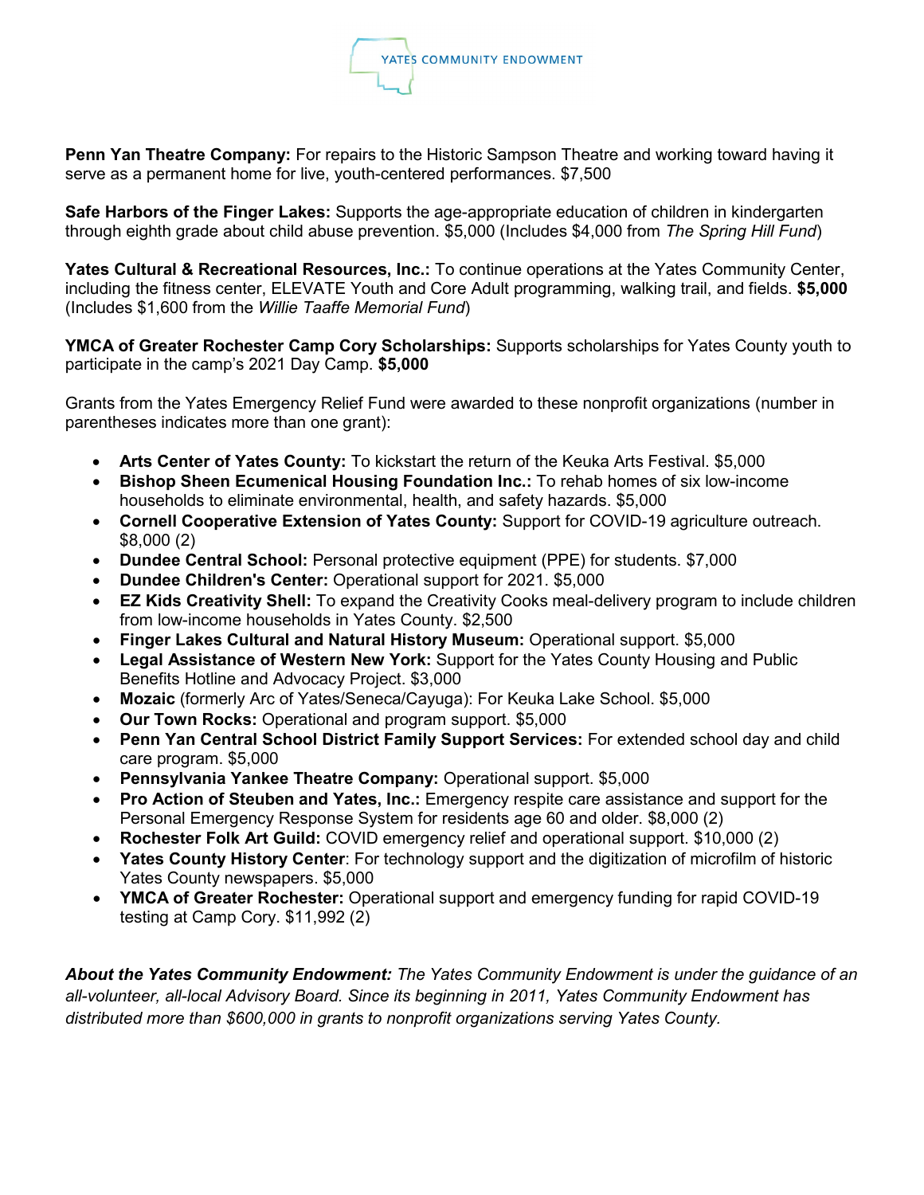**Penn Yan Theatre Company:** For repairs to the Historic Sampson Theatre and working toward having it serve as a permanent home for live, youth-centered performances. $7,500

**Safe Harbors of the Finger Lakes:** Supports the age-appropriate education of children in kindergarten through eighth grade about child abuse prevention. $5,000 (Includes $4,000 from *The Spring Hill Fund*)

**Yates Cultural & Recreational Resources, Inc.:** To continue operations at the Yates Community Center, including the fitness center, ELEVATE Youth and Core Adult programming, walking trail, and fields. **$5,000** (Includes $1,600 from the *Willie Taaffe Memorial Fund*)

**YMCA of Greater Rochester Camp Cory Scholarships:** Supports scholarships for Yates County youth to participate in the camp's 2021 Day Camp. **$5,000**

Grants from the Yates Emergency Relief Fund were awarded to these nonprofit organizations (number in parentheses indicates more than one grant):

- **Arts Center of Yates County:** To kickstart the return of the Keuka Arts Festival. $5,000
- **Bishop Sheen Ecumenical Housing Foundation Inc.:** To rehab homes of six low-income households to eliminate environmental, health, and safety hazards. $5,000
- **Cornell Cooperative Extension of Yates County:** Support for COVID-19 agriculture outreach. $8,000 (2)
- **Dundee Central School:** Personal protective equipment (PPE) for students. $7,000
- **Dundee Children's Center:** Operational support for 2021. $5,000
- **EZ Kids Creativity Shell:** To expand the Creativity Cooks meal-delivery program to include children from low-income households in Yates County. $2,500
- **Finger Lakes Cultural and Natural History Museum:** Operational support. $5,000
- **Legal Assistance of Western New York:** Support for the Yates County Housing and Public Benefits Hotline and Advocacy Project. $3,000
- **Mozaic** (formerly Arc of Yates/Seneca/Cayuga): For Keuka Lake School. $5,000
- **Our Town Rocks:** Operational and program support. $5,000
- **Penn Yan Central School District Family Support Services:** For extended school day and child care program. $5,000
- **Pennsylvania Yankee Theatre Company:** Operational support. $5,000
- **Pro Action of Steuben and Yates, Inc.:** Emergency respite care assistance and support for the Personal Emergency Response System for residents age 60 and older. $8,000 (2)
- **Rochester Folk Art Guild:** COVID emergency relief and operational support. $10,000 (2)
- **Yates County History Center**: For technology support and the digitization of microfilm of historic Yates County newspapers. $5,000
- **YMCA of Greater Rochester:** Operational support and emergency funding for rapid COVID-19 testing at Camp Cory. $11,992 (2)

***About the Yates Community Endowment:*** *The Yates Community Endowment is under the guidance of an all-volunteer, all-local Advisory Board. Since its beginning in 2011, Yates Community Endowment has distributed more than $600,000 in grants to nonprofit organizations serving Yates County.*